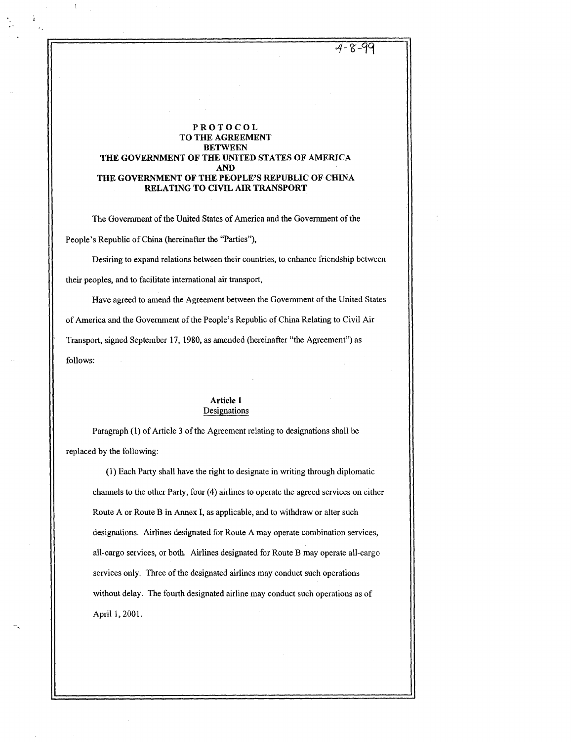4-8-99

# PROTOCOL
# TO THE AGREEMENT
# BETWEEN
# THE GOVERNMENT OF THE UNITED STATES OF AMERICA
# AND
# THE GOVERNMENT OF THE PEOPLE'S REPUBLIC OF CHINA
# RELATING TO CIVIL AIR TRANSPORT

The Government of the United States of America and the Government of the People's Republic of China (hereinafter the "Parties"),

Desiring to expand relations between their countries, to enhance friendship between their peoples, and to facilitate international air transport,

Have agreed to amend the Agreement between the Government of the United States of America and the Government of the People's Republic of China Relating to Civil Air Transport, signed September 17, 1980, as amended (hereinafter "the Agreement") as follows:

## Article 1
## Designations

Paragraph (1) of Article 3 of the Agreement relating to designations shall be replaced by the following:

> (1) Each Party shall have the right to designate in writing through diplomatic channels to the other Party, four (4) airlines to operate the agreed services on either Route A or Route B in Annex I, as applicable, and to withdraw or alter such designations. Airlines designated for Route A may operate combination services, all-cargo services, or both. Airlines designated for Route B may operate all-cargo services only. Three of the designated airlines may conduct such operations without delay. The fourth designated airline may conduct such operations as of April 1, 2001.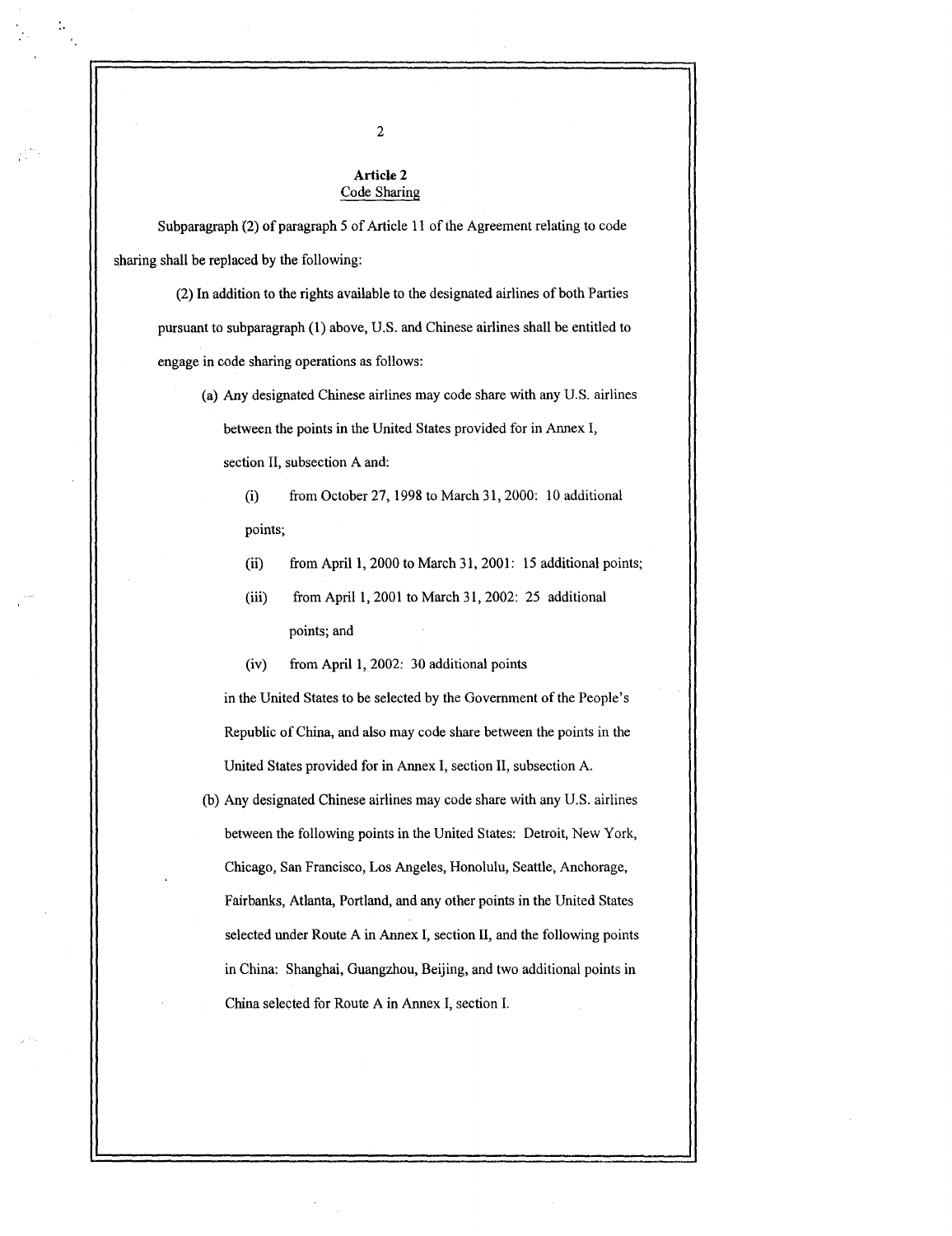### Article 2
Code Sharing

Subparagraph (2) of paragraph 5 of Article 11 of the Agreement relating to code sharing shall be replaced by the following:

(2) In addition to the rights available to the designated airlines of both Parties pursuant to subparagraph (1) above, U.S. and Chinese airlines shall be entitled to engage in code sharing operations as follows:

(a) Any designated Chinese airlines may code share with any U.S. airlines between the points in the United States provided for in Annex I, section II, subsection A and:

(i) from October 27, 1998 to March 31, 2000: 10 additional points;

(ii) from April 1, 2000 to March 31, 2001: 15 additional points;

(iii) from April 1, 2001 to March 31, 2002: 25 additional points; and

(iv) from April 1, 2002: 30 additional points

in the United States to be selected by the Government of the People's Republic of China, and also may code share between the points in the United States provided for in Annex I, section II, subsection A.

(b) Any designated Chinese airlines may code share with any U.S. airlines between the following points in the United States: Detroit, New York, Chicago, San Francisco, Los Angeles, Honolulu, Seattle, Anchorage, Fairbanks, Atlanta, Portland, and any other points in the United States selected under Route A in Annex I, section II, and the following points in China: Shanghai, Guangzhou, Beijing, and two additional points in China selected for Route A in Annex I, section I.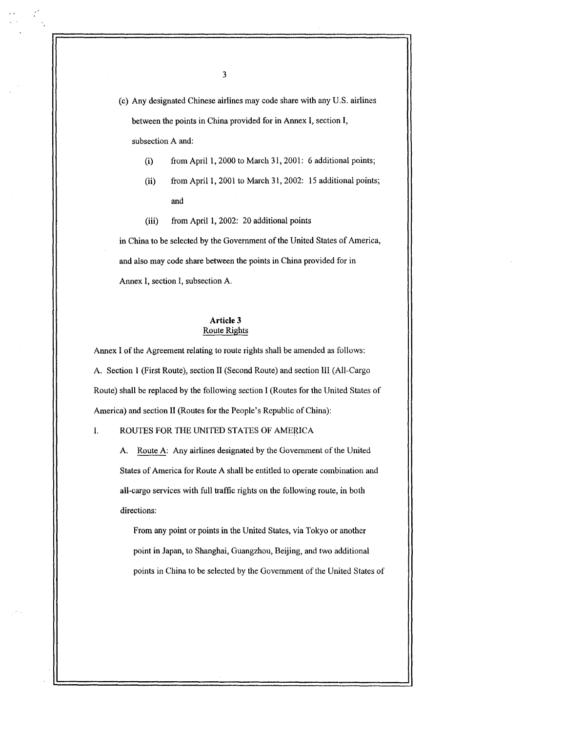(c) Any designated Chinese airlines may code share with any U.S. airlines between the points in China provided for in Annex I, section I, subsection A and:

(i) from April 1, 2000 to March 31, 2001: 6 additional points;

(ii) from April 1, 2001 to March 31, 2002: 15 additional points; and

(iii) from April 1, 2002: 20 additional points

in China to be selected by the Government of the United States of America, and also may code share between the points in China provided for in Annex I, section I, subsection A.

**Article 3**
Route Rights

Annex I of the Agreement relating to route rights shall be amended as follows:

A. Section 1 (First Route), section II (Second Route) and section III (All-Cargo Route) shall be replaced by the following section I (Routes for the United States of America) and section II (Routes for the People's Republic of China):

I. ROUTES FOR THE UNITED STATES OF AMERICA

A. Route A: Any airlines designated by the Government of the United States of America for Route A shall be entitled to operate combination and all-cargo services with full traffic rights on the following route, in both directions:

From any point or points in the United States, via Tokyo or another point in Japan, to Shanghai, Guangzhou, Beijing, and two additional points in China to be selected by the Government of the United States of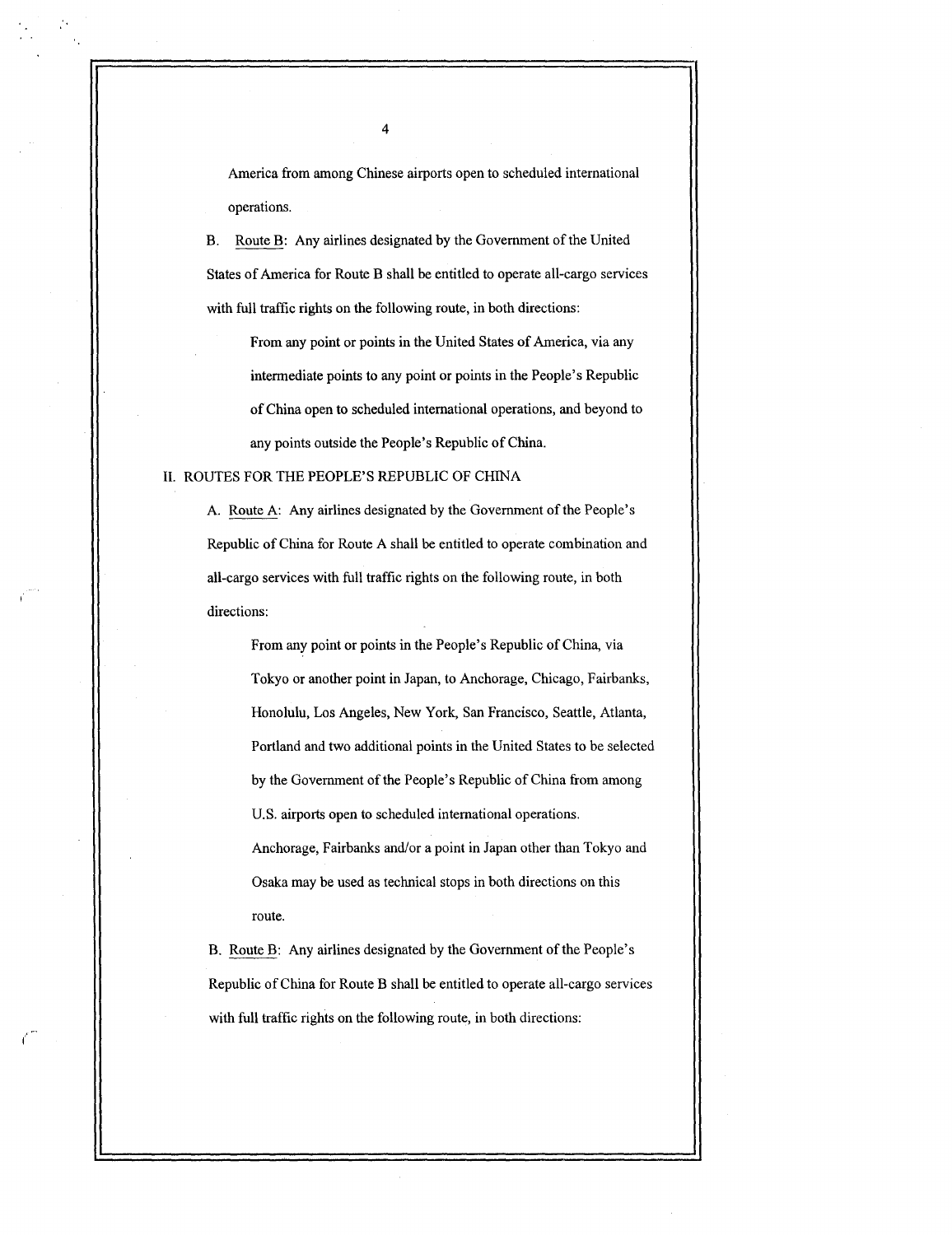America from among Chinese airports open to scheduled international operations.

B. Route B: Any airlines designated by the Government of the United States of America for Route B shall be entitled to operate all-cargo services with full traffic rights on the following route, in both directions:

> From any point or points in the United States of America, via any intermediate points to any point or points in the People's Republic of China open to scheduled international operations, and beyond to any points outside the People's Republic of China.

II. ROUTES FOR THE PEOPLE'S REPUBLIC OF CHINA

A. Route A: Any airlines designated by the Government of the People's Republic of China for Route A shall be entitled to operate combination and all-cargo services with full traffic rights on the following route, in both directions:

> From any point or points in the People's Republic of China, via Tokyo or another point in Japan, to Anchorage, Chicago, Fairbanks, Honolulu, Los Angeles, New York, San Francisco, Seattle, Atlanta, Portland and two additional points in the United States to be selected by the Government of the People's Republic of China from among U.S. airports open to scheduled international operations.
>
> Anchorage, Fairbanks and/or a point in Japan other than Tokyo and Osaka may be used as technical stops in both directions on this route.

B. Route B: Any airlines designated by the Government of the People's Republic of China for Route B shall be entitled to operate all-cargo services with full traffic rights on the following route, in both directions: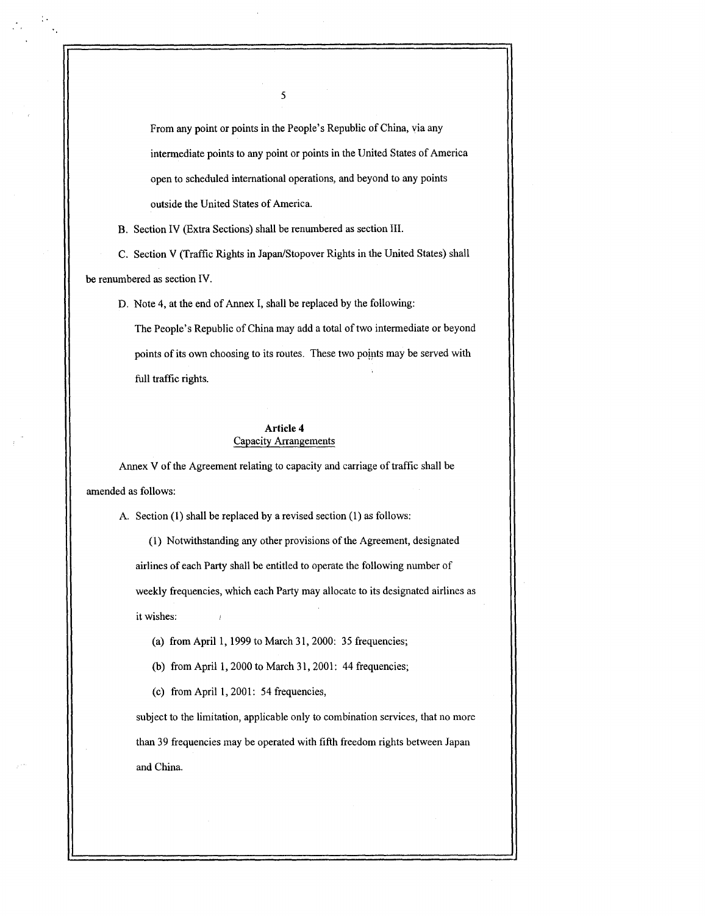From any point or points in the People's Republic of China, via any intermediate points to any point or points in the United States of America open to scheduled international operations, and beyond to any points outside the United States of America.

B. Section IV (Extra Sections) shall be renumbered as section III.

C. Section V (Traffic Rights in Japan/Stopover Rights in the United States) shall be renumbered as section IV.

D. Note 4, at the end of Annex I, shall be replaced by the following:

The People's Republic of China may add a total of two intermediate or beyond points of its own choosing to its routes. These two points may be served with full traffic rights.

## Article 4
Capacity Arrangements

Annex V of the Agreement relating to capacity and carriage of traffic shall be amended as follows:

A. Section (1) shall be replaced by a revised section (1) as follows:

(1) Notwithstanding any other provisions of the Agreement, designated airlines of each Party shall be entitled to operate the following number of weekly frequencies, which each Party may allocate to its designated airlines as it wishes:

(a) from April 1, 1999 to March 31, 2000: 35 frequencies;

(b) from April 1, 2000 to March 31, 2001: 44 frequencies;

(c) from April 1, 2001: 54 frequencies,

subject to the limitation, applicable only to combination services, that no more than 39 frequencies may be operated with fifth freedom rights between Japan and China.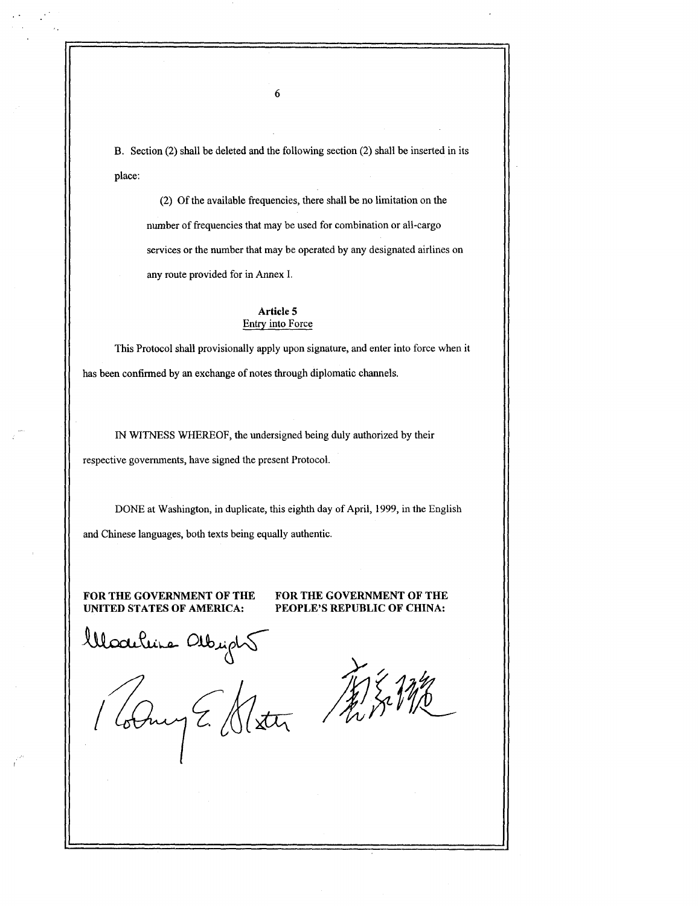B. Section (2) shall be deleted and the following section (2) shall be inserted in its place:

> (2) Of the available frequencies, there shall be no limitation on the number of frequencies that may be used for combination or all-cargo services or the number that may be operated by any designated airlines on any route provided for in Annex I.

### Article 5
Entry into Force

This Protocol shall provisionally apply upon signature, and enter into force when it has been confirmed by an exchange of notes through diplomatic channels.

IN WITNESS WHEREOF, the undersigned being duly authorized by their respective governments, have signed the present Protocol.

DONE at Washington, in duplicate, this eighth day of April, 1999, in the English and Chinese languages, both texts being equally authentic.

| | |
|---|---|
| **FOR THE GOVERNMENT OF THE UNITED STATES OF AMERICA:** | **FOR THE GOVERNMENT OF THE PEOPLE'S REPUBLIC OF CHINA:** |
| Madeleine Albright | 唐家璇 |
| Rodney E. Slater | |